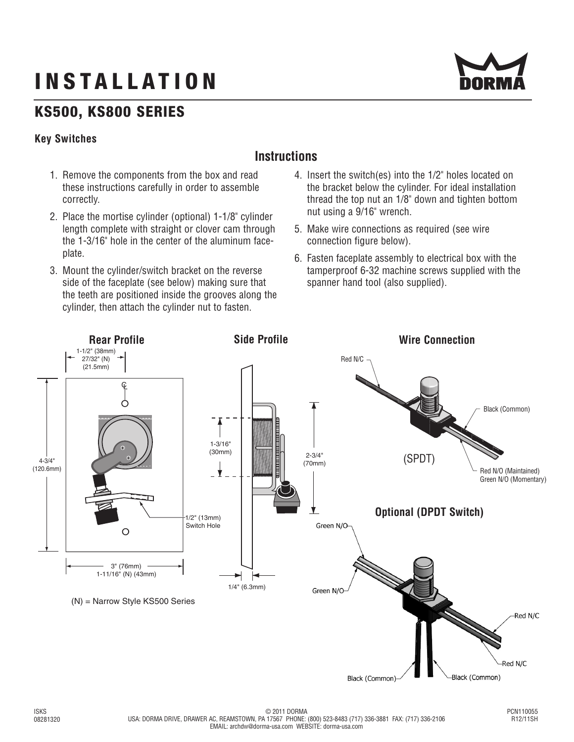# INSTALLATION

## KS500, KS800 SERIES

### Key Switches

## Instructions

1. Remove the components from the box and read these instructions carefully in order to assemble correctly.
2. Place the mortise cylinder (optional) 1-1/8" cylinder length complete with straight or clover cam through the 1-3/16" hole in the center of the aluminum face-plate.
3. Mount the cylinder/switch bracket on the reverse side of the faceplate (see below) making sure that the teeth are positioned inside the grooves along the cylinder, then attach the cylinder nut to fasten.
4. Insert the switch(es) into the 1/2" holes located on the bracket below the cylinder. For ideal installation thread the top nut an 1/8" down and tighten bottom nut using a 9/16" wrench.
5. Make wire connections as required (see wire connection figure below).
6. Fasten faceplate assembly to electrical box with the tamperproof 6-32 machine screws supplied with the spanner hand tool (also supplied).

**Rear Profile**

1-1/2" (38mm)
27/32" (N)
(21.5mm)

4-3/4"
(120.6mm)

1/2" (13mm)
Switch Hole

3" (76mm)
1-11/16" (N) (43mm)

(N) = Narrow Style KS500 Series

**Side Profile**

1-3/16"
(30mm)

2-3/4"
(70mm)

1/4" (6.3mm)

**Wire Connection**

Red N/C

Black (Common)

(SPDT)

Red N/O (Maintained)
Green N/O (Momentary)

**Optional (DPDT Switch)**

Green N/O

Green N/O

Red N/C

Red N/C

Black (Common)

Black (Common)

ISKS
08281320

© 2011 DORMA
USA: DORMA DRIVE, DRAWER AC, REAMSTOWN, PA 17567 PHONE: (800) 523-8483 (717) 336-3881 FAX: (717) 336-2106
EMAIL: archdw@dorma-usa.com WEBSITE: dorma-usa.com

PCN110055
R12/11SH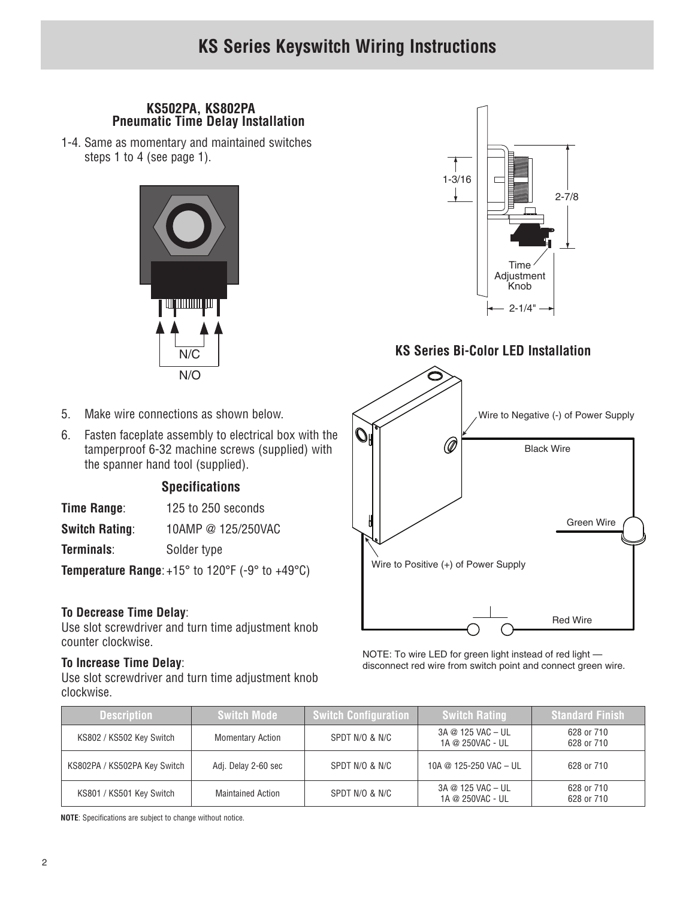# KS Series Keyswitch Wiring Instructions

### KS502PA, KS802PA
### Pneumatic Time Delay Installation

1-4. Same as momentary and maintained switches steps 1 to 4 (see page 1).

N/C

N/O

1-3/16

2-7/8

Time Adjustment Knob

2-1/4"

5. Make wire connections as shown below.
6. Fasten faceplate assembly to electrical box with the tamperproof 6-32 machine screws (supplied) with the spanner hand tool (supplied).

### Specifications

**Time Range**: 125 to 250 seconds

**Switch Rating**: 10AMP @ 125/250VAC

**Terminals**: Solder type

**Temperature Range**: +15° to 120°F (-9° to +49°C)

**To Decrease Time Delay**:
Use slot screwdriver and turn time adjustment knob counter clockwise.

**To Increase Time Delay**:
Use slot screwdriver and turn time adjustment knob clockwise.

### KS Series Bi-Color LED Installation

Wire to Negative (-) of Power Supply

Black Wire

Green Wire

Wire to Positive (+) of Power Supply

Red Wire

NOTE: To wire LED for green light instead of red light — disconnect red wire from switch point and connect green wire.

| Description | Switch Mode | Switch Configuration | Switch Rating | Standard Finish |
|---|---|---|---|---|
| KS802 / KS502 Key Switch | Momentary Action | SPDT N/O & N/C | 3A @ 125 VAC – UL<br>1A @ 250VAC - UL | 628 or 710<br>628 or 710 |
| KS802PA / KS502PA Key Switch | Adj. Delay 2-60 sec | SPDT N/O & N/C | 10A @ 125-250 VAC – UL | 628 or 710 |
| KS801 / KS501 Key Switch | Maintained Action | SPDT N/O & N/C | 3A @ 125 VAC – UL<br>1A @ 250VAC - UL | 628 or 710<br>628 or 710 |

**NOTE**: Specifications are subject to change without notice.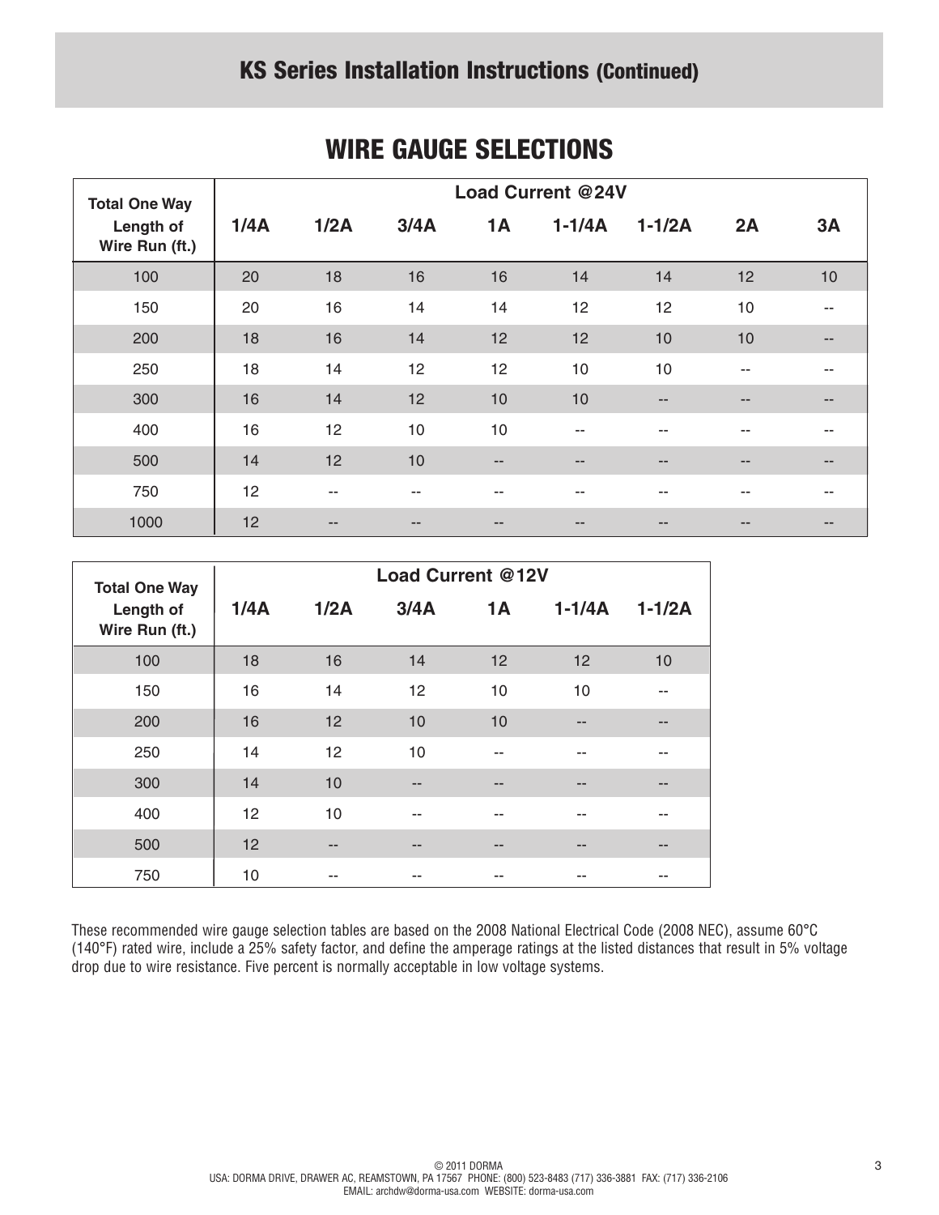# KS Series Installation Instructions (Continued)

## WIRE GAUGE SELECTIONS

| Total One Way Length of Wire Run (ft.) | Load Current @24V | | | | | | | |
|---|---|---|---|---|---|---|---|---|
| | 1/4A | 1/2A | 3/4A | 1A | 1-1/4A | 1-1/2A | 2A | 3A |
| 100 | 20 | 18 | 16 | 16 | 14 | 14 | 12 | 10 |
| 150 | 20 | 16 | 14 | 14 | 12 | 12 | 10 | -- |
| 200 | 18 | 16 | 14 | 12 | 12 | 10 | 10 | -- |
| 250 | 18 | 14 | 12 | 12 | 10 | 10 | -- | -- |
| 300 | 16 | 14 | 12 | 10 | 10 | -- | -- | -- |
| 400 | 16 | 12 | 10 | 10 | -- | -- | -- | -- |
| 500 | 14 | 12 | 10 | -- | -- | -- | -- | -- |
| 750 | 12 | -- | -- | -- | -- | -- | -- | -- |
| 1000 | 12 | -- | -- | -- | -- | -- | -- | -- |

| Total One Way Length of Wire Run (ft.) | Load Current @12V | | | | | |
|---|---|---|---|---|---|---|
| | 1/4A | 1/2A | 3/4A | 1A | 1-1/4A | 1-1/2A |
| 100 | 18 | 16 | 14 | 12 | 12 | 10 |
| 150 | 16 | 14 | 12 | 10 | 10 | -- |
| 200 | 16 | 12 | 10 | 10 | -- | -- |
| 250 | 14 | 12 | 10 | -- | -- | -- |
| 300 | 14 | 10 | -- | -- | -- | -- |
| 400 | 12 | 10 | -- | -- | -- | -- |
| 500 | 12 | -- | -- | -- | -- | -- |
| 750 | 10 | -- | -- | -- | -- | -- |

These recommended wire gauge selection tables are based on the 2008 National Electrical Code (2008 NEC), assume 60°C (140°F) rated wire, include a 25% safety factor, and define the amperage ratings at the listed distances that result in 5% voltage drop due to wire resistance. Five percent is normally acceptable in low voltage systems.

© 2011 DORMA
USA: DORMA DRIVE, DRAWER AC, REAMSTOWN, PA 17567 PHONE: (800) 523-8483 (717) 336-3881 FAX: (717) 336-2106
EMAIL: archdw@dorma-usa.com WEBSITE: dorma-usa.com